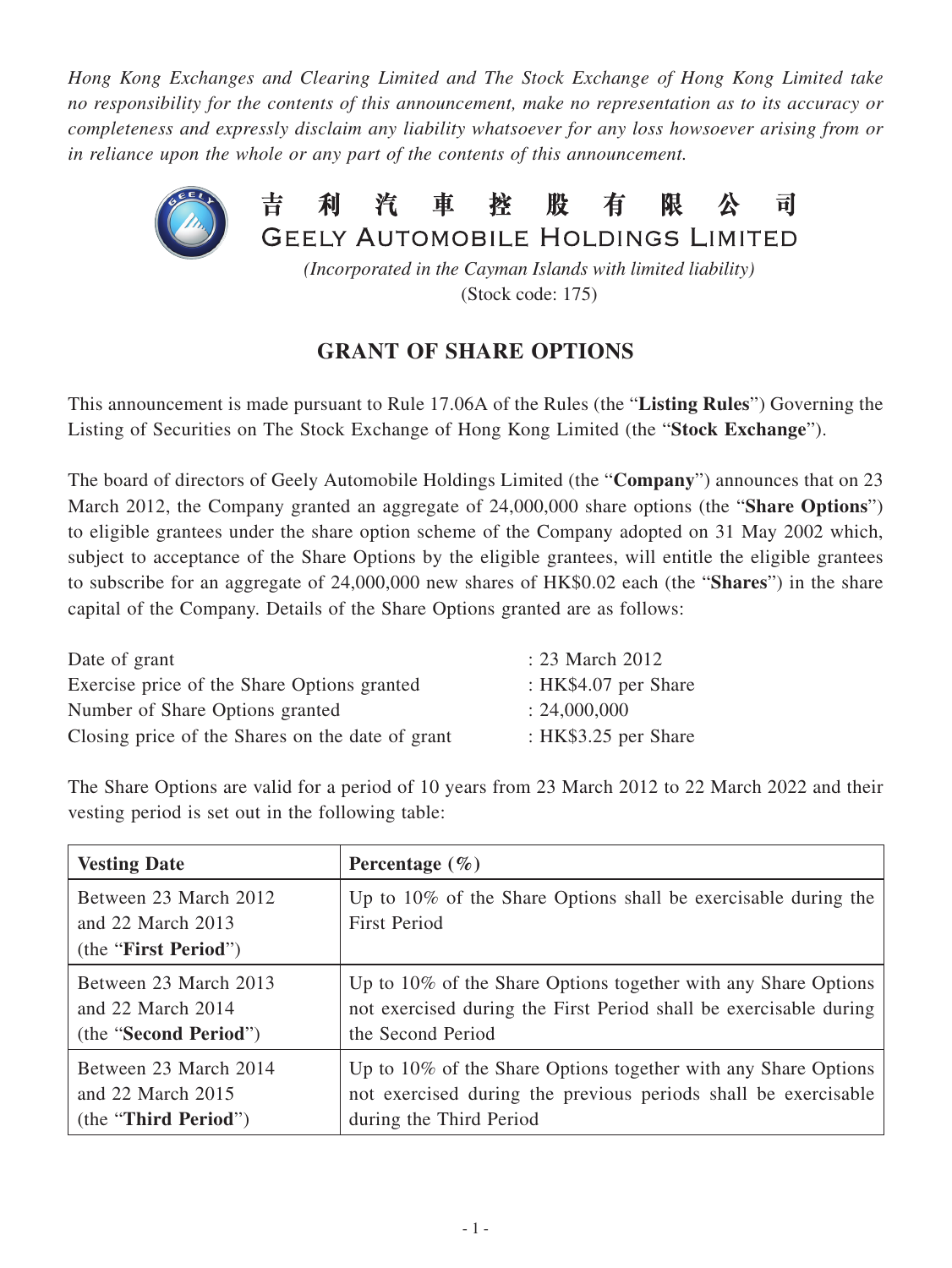*Hong Kong Exchanges and Clearing Limited and The Stock Exchange of Hong Kong Limited take no responsibility for the contents of this announcement, make no representation as to its accuracy or completeness and expressly disclaim any liability whatsoever for any loss howsoever arising from or in reliance upon the whole or any part of the contents of this announcement.*

# 吉利汽車控股有限公司
# GEELY AUTOMOBILE HOLDINGS LIMITED

*(Incorporated in the Cayman Islands with limited liability)*
(Stock code: 175)

## GRANT OF SHARE OPTIONS

This announcement is made pursuant to Rule 17.06A of the Rules (the "**Listing Rules**") Governing the Listing of Securities on The Stock Exchange of Hong Kong Limited (the "**Stock Exchange**").

The board of directors of Geely Automobile Holdings Limited (the "**Company**") announces that on 23 March 2012, the Company granted an aggregate of 24,000,000 share options (the "**Share Options**") to eligible grantees under the share option scheme of the Company adopted on 31 May 2002 which, subject to acceptance of the Share Options by the eligible grantees, will entitle the eligible grantees to subscribe for an aggregate of 24,000,000 new shares of HK$0.02 each (the "**Shares**") in the share capital of the Company. Details of the Share Options granted are as follows:

| | |
|---|---|
| Date of grant | : 23 March 2012 |
| Exercise price of the Share Options granted | : HK$4.07 per Share |
| Number of Share Options granted | : 24,000,000 |
| Closing price of the Shares on the date of grant | : HK$3.25 per Share |

The Share Options are valid for a period of 10 years from 23 March 2012 to 22 March 2022 and their vesting period is set out in the following table:

| **Vesting Date** | **Percentage (%)** |
|---|---|
| Between 23 March 2012 and 22 March 2013 (the "**First Period**") | Up to 10% of the Share Options shall be exercisable during the First Period |
| Between 23 March 2013 and 22 March 2014 (the "**Second Period**") | Up to 10% of the Share Options together with any Share Options not exercised during the First Period shall be exercisable during the Second Period |
| Between 23 March 2014 and 22 March 2015 (the "**Third Period**") | Up to 10% of the Share Options together with any Share Options not exercised during the previous periods shall be exercisable during the Third Period |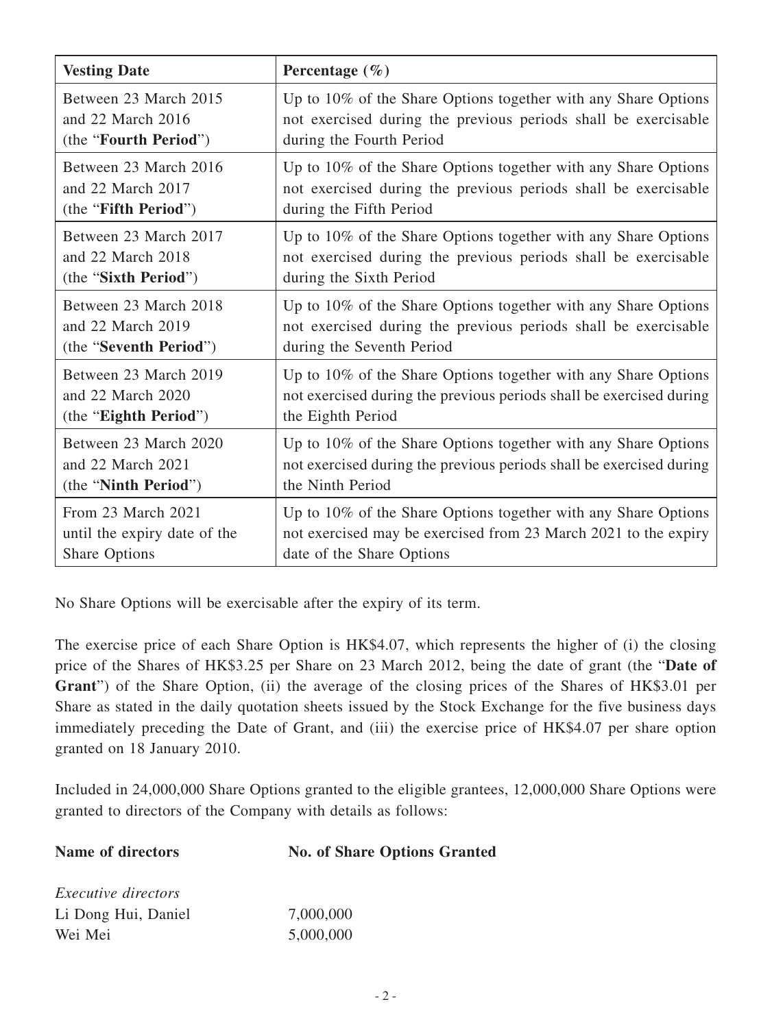| Vesting Date | Percentage (%) |
| --- | --- |
| Between 23 March 2015 and 22 March 2016 (the "**Fourth Period**") | Up to 10% of the Share Options together with any Share Options not exercised during the previous periods shall be exercisable during the Fourth Period |
| Between 23 March 2016 and 22 March 2017 (the "**Fifth Period**") | Up to 10% of the Share Options together with any Share Options not exercised during the previous periods shall be exercisable during the Fifth Period |
| Between 23 March 2017 and 22 March 2018 (the "**Sixth Period**") | Up to 10% of the Share Options together with any Share Options not exercised during the previous periods shall be exercisable during the Sixth Period |
| Between 23 March 2018 and 22 March 2019 (the "**Seventh Period**") | Up to 10% of the Share Options together with any Share Options not exercised during the previous periods shall be exercisable during the Seventh Period |
| Between 23 March 2019 and 22 March 2020 (the "**Eighth Period**") | Up to 10% of the Share Options together with any Share Options not exercised during the previous periods shall be exercised during the Eighth Period |
| Between 23 March 2020 and 22 March 2021 (the "**Ninth Period**") | Up to 10% of the Share Options together with any Share Options not exercised during the previous periods shall be exercised during the Ninth Period |
| From 23 March 2021 until the expiry date of the Share Options | Up to 10% of the Share Options together with any Share Options not exercised may be exercised from 23 March 2021 to the expiry date of the Share Options |

No Share Options will be exercisable after the expiry of its term.

The exercise price of each Share Option is HK$4.07, which represents the higher of (i) the closing price of the Shares of HK$3.25 per Share on 23 March 2012, being the date of grant (the "**Date of Grant**") of the Share Option, (ii) the average of the closing prices of the Shares of HK$3.01 per Share as stated in the daily quotation sheets issued by the Stock Exchange for the five business days immediately preceding the Date of Grant, and (iii) the exercise price of HK$4.07 per share option granted on 18 January 2010.

Included in 24,000,000 Share Options granted to the eligible grantees, 12,000,000 Share Options were granted to directors of the Company with details as follows:

| Name of directors | No. of Share Options Granted |
| --- | --- |
| *Executive directors* | |
| Li Dong Hui, Daniel | 7,000,000 |
| Wei Mei | 5,000,000 |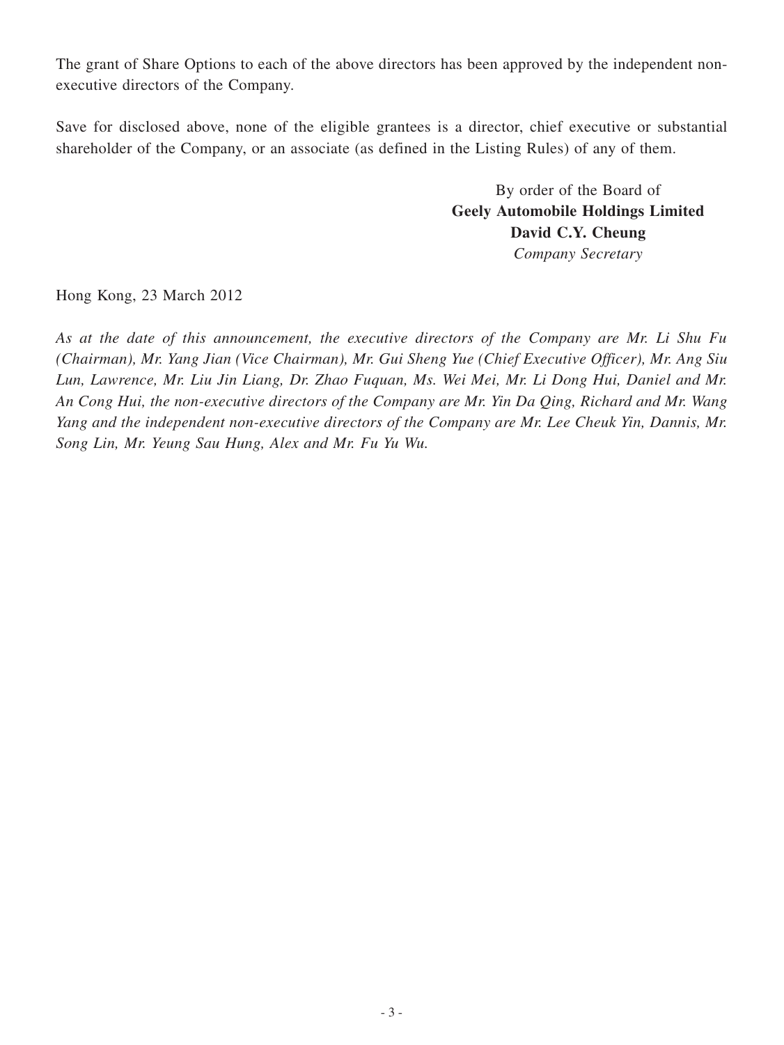The grant of Share Options to each of the above directors has been approved by the independent non-executive directors of the Company.

Save for disclosed above, none of the eligible grantees is a director, chief executive or substantial shareholder of the Company, or an associate (as defined in the Listing Rules) of any of them.

By order of the Board of
**Geely Automobile Holdings Limited**
**David C.Y. Cheung**
*Company Secretary*

Hong Kong, 23 March 2012

*As at the date of this announcement, the executive directors of the Company are Mr. Li Shu Fu (Chairman), Mr. Yang Jian (Vice Chairman), Mr. Gui Sheng Yue (Chief Executive Officer), Mr. Ang Siu Lun, Lawrence, Mr. Liu Jin Liang, Dr. Zhao Fuquan, Ms. Wei Mei, Mr. Li Dong Hui, Daniel and Mr. An Cong Hui, the non-executive directors of the Company are Mr. Yin Da Qing, Richard and Mr. Wang Yang and the independent non-executive directors of the Company are Mr. Lee Cheuk Yin, Dannis, Mr. Song Lin, Mr. Yeung Sau Hung, Alex and Mr. Fu Yu Wu.*